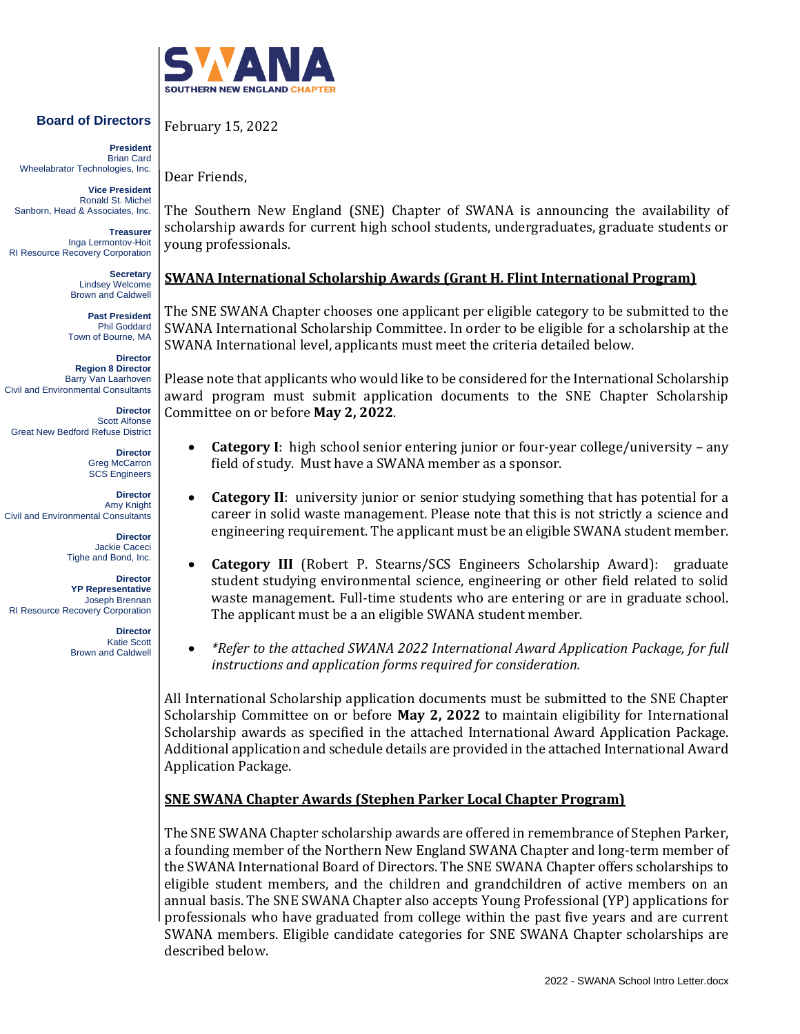SWANA
SOUTHERN NEW ENGLAND CHAPTER

**Board of Directors**

**President**
Brian Card
Wheelabrator Technologies, Inc.

**Vice President**
Ronald St. Michel
Sanborn, Head & Associates, Inc.

**Treasurer**
Inga Lermontov-Hoit
RI Resource Recovery Corporation

**Secretary**
Lindsey Welcome
Brown and Caldwell

**Past President**
Phil Goddard
Town of Bourne, MA

**Director**
**Region 8 Director**
Barry Van Laarhoven
Civil and Environmental Consultants

**Director**
Scott Alfonse
Great New Bedford Refuse District

**Director**
Greg McCarron
SCS Engineers

**Director**
Amy Knight
Civil and Environmental Consultants

**Director**
Jackie Caceci
Tighe and Bond, Inc.

**Director**
**YP Representative**
Joseph Brennan
RI Resource Recovery Corporation

**Director**
Katie Scott
Brown and Caldwell

February 15, 2022

Dear Friends,

The Southern New England (SNE) Chapter of SWANA is announcing the availability of scholarship awards for current high school students, undergraduates, graduate students or young professionals.

## SWANA International Scholarship Awards (Grant H. Flint International Program)

The SNE SWANA Chapter chooses one applicant per eligible category to be submitted to the SWANA International Scholarship Committee. In order to be eligible for a scholarship at the SWANA International level, applicants must meet the criteria detailed below.

Please note that applicants who would like to be considered for the International Scholarship award program must submit application documents to the SNE Chapter Scholarship Committee on or before **May 2, 2022**.

- **Category I**: high school senior entering junior or four-year college/university – any field of study. Must have a SWANA member as a sponsor.
- **Category II**: university junior or senior studying something that has potential for a career in solid waste management. Please note that this is not strictly a science and engineering requirement. The applicant must be an eligible SWANA student member.
- **Category III** (Robert P. Stearns/SCS Engineers Scholarship Award): graduate student studying environmental science, engineering or other field related to solid waste management. Full-time students who are entering or are in graduate school. The applicant must be a an eligible SWANA student member.
- *\*Refer to the attached SWANA 2022 International Award Application Package, for full instructions and application forms required for consideration.*

All International Scholarship application documents must be submitted to the SNE Chapter Scholarship Committee on or before **May 2, 2022** to maintain eligibility for International Scholarship awards as specified in the attached International Award Application Package. Additional application and schedule details are provided in the attached International Award Application Package.

## SNE SWANA Chapter Awards (Stephen Parker Local Chapter Program)

The SNE SWANA Chapter scholarship awards are offered in remembrance of Stephen Parker, a founding member of the Northern New England SWANA Chapter and long-term member of the SWANA International Board of Directors. The SNE SWANA Chapter offers scholarships to eligible student members, and the children and grandchildren of active members on an annual basis. The SNE SWANA Chapter also accepts Young Professional (YP) applications for professionals who have graduated from college within the past five years and are current SWANA members. Eligible candidate categories for SNE SWANA Chapter scholarships are described below.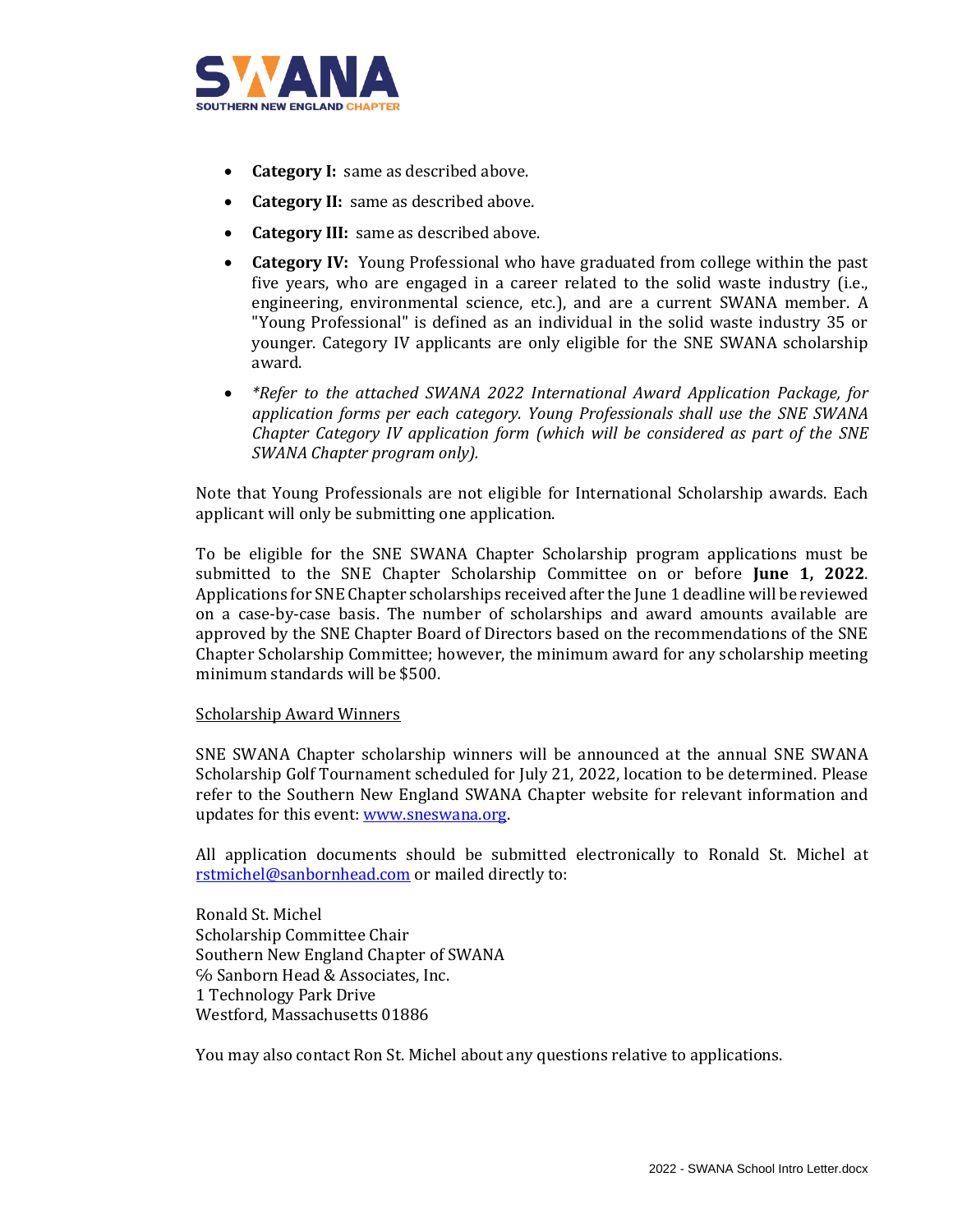- **Category I:** same as described above.
- **Category II:** same as described above.
- **Category III:** same as described above.
- **Category IV:** Young Professional who have graduated from college within the past five years, who are engaged in a career related to the solid waste industry (i.e., engineering, environmental science, etc.), and are a current SWANA member. A "Young Professional" is defined as an individual in the solid waste industry 35 or younger. Category IV applicants are only eligible for the SNE SWANA scholarship award.
- *\*Refer to the attached SWANA 2022 International Award Application Package, for application forms per each category. Young Professionals shall use the SNE SWANA Chapter Category IV application form (which will be considered as part of the SNE SWANA Chapter program only).*

Note that Young Professionals are not eligible for International Scholarship awards. Each applicant will only be submitting one application.

To be eligible for the SNE SWANA Chapter Scholarship program applications must be submitted to the SNE Chapter Scholarship Committee on or before **June 1, 2022**. Applications for SNE Chapter scholarships received after the June 1 deadline will be reviewed on a case-by-case basis. The number of scholarships and award amounts available are approved by the SNE Chapter Board of Directors based on the recommendations of the SNE Chapter Scholarship Committee; however, the minimum award for any scholarship meeting minimum standards will be $500.

<u>Scholarship Award Winners</u>

SNE SWANA Chapter scholarship winners will be announced at the annual SNE SWANA Scholarship Golf Tournament scheduled for July 21, 2022, location to be determined. Please refer to the Southern New England SWANA Chapter website for relevant information and updates for this event: www.sneswana.org.

All application documents should be submitted electronically to Ronald St. Michel at rstmichel@sanbornhead.com or mailed directly to:

Ronald St. Michel
Scholarship Committee Chair
Southern New England Chapter of SWANA
℅ Sanborn Head & Associates, Inc.
1 Technology Park Drive
Westford, Massachusetts 01886

You may also contact Ron St. Michel about any questions relative to applications.